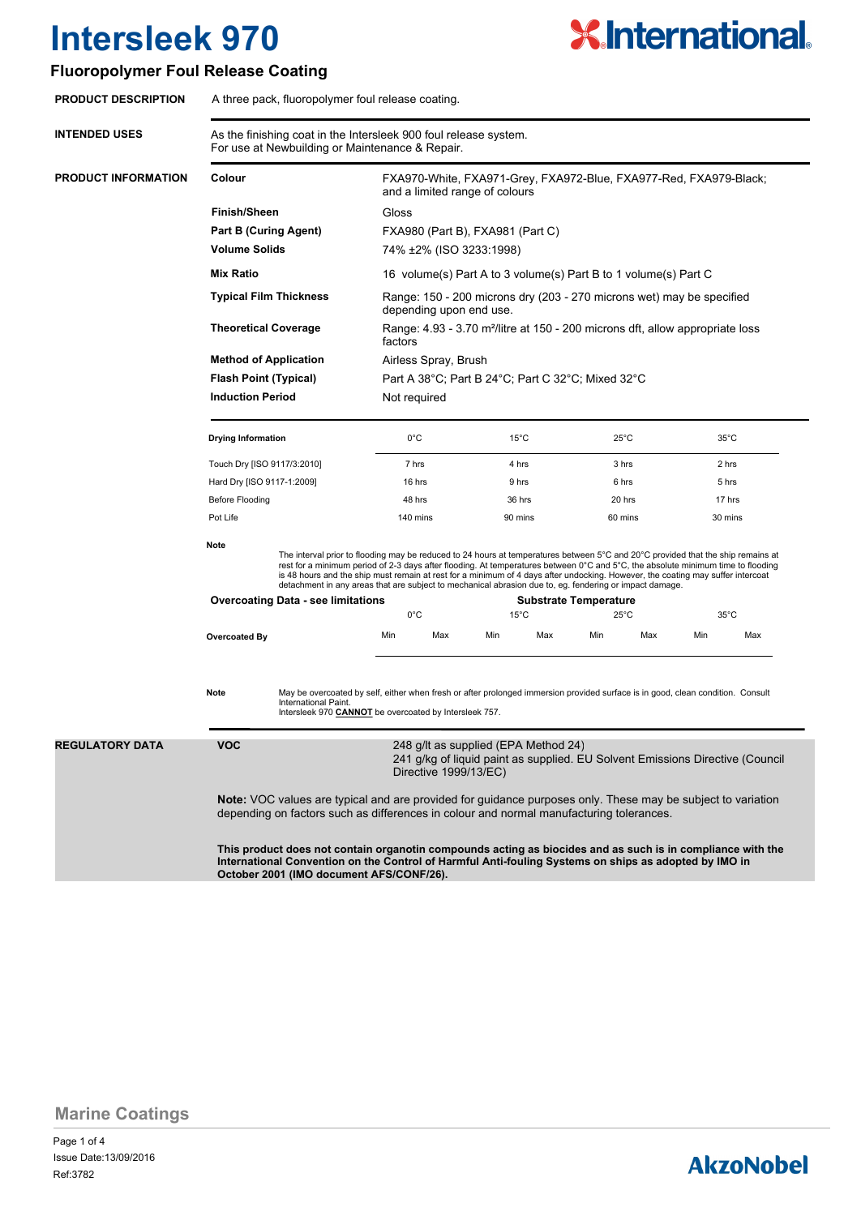# Intersleek 970

## Fluoropolymer Foul Release Coating

**PRODUCT DESCRIPTION**

A three pack, fluoropolymer foul release coating.

**INTENDED USES**

As the finishing coat in the Intersleek 900 foul release system.
For use at Newbuilding or Maintenance & Repair.

**PRODUCT INFORMATION**

| | |
|---|---|
| **Colour** | FXA970-White, FXA971-Grey, FXA972-Blue, FXA977-Red, FXA979-Black; and a limited range of colours |
| **Finish/Sheen** | Gloss |
| **Part B (Curing Agent)** | FXA980 (Part B), FXA981 (Part C) |
| **Volume Solids** | 74% ±2% (ISO 3233:1998) |
| **Mix Ratio** | 16 volume(s) Part A to 3 volume(s) Part B to 1 volume(s) Part C |
| **Typical Film Thickness** | Range: 150 - 200 microns dry (203 - 270 microns wet) may be specified depending upon end use. |
| **Theoretical Coverage** | Range: 4.93 - 3.70 m²/litre at 150 - 200 microns dft, allow appropriate loss factors |
| **Method of Application** | Airless Spray, Brush |
| **Flash Point (Typical)** | Part A 38°C; Part B 24°C; Part C 32°C; Mixed 32°C |
| **Induction Period** | Not required |

| Drying Information | 0°C | 15°C | 25°C | 35°C |
|---|---|---|---|---|
| Touch Dry [ISO 9117/3:2010] | 7 hrs | 4 hrs | 3 hrs | 2 hrs |
| Hard Dry [ISO 9117-1:2009] | 16 hrs | 9 hrs | 6 hrs | 5 hrs |
| Before Flooding | 48 hrs | 36 hrs | 20 hrs | 17 hrs |
| Pot Life | 140 mins | 90 mins | 60 mins | 30 mins |

**Note**

The interval prior to flooding may be reduced to 24 hours at temperatures between 5°C and 20°C provided that the ship remains at rest for a minimum period of 2-3 days after flooding. At temperatures between 0°C and 5°C, the absolute minimum time to flooding is 48 hours and the ship must remain at rest for a minimum of 4 days after undocking. However, the coating may suffer intercoat detachment in any areas that are subject to mechanical abrasion due to, eg. fendering or impact damage.

**Overcoating Data - see limitations**

| | Substrate Temperature | | | | | | | |
|---|---|---|---|---|---|---|---|---|
| | 0°C | | 15°C | | 25°C | | 35°C | |
| **Overcoated By** | Min | Max | Min | Max | Min | Max | Min | Max |

**Note**

May be overcoated by self, either when fresh or after prolonged immersion provided surface is in good, clean condition. Consult International Paint.
Intersleek 970 **CANNOT** be overcoated by Intersleek 757.

**REGULATORY DATA**

| | |
|---|---|
| **VOC** | 248 g/lt as supplied (EPA Method 24)<br>241 g/kg of liquid paint as supplied. EU Solvent Emissions Directive (Council Directive 1999/13/EC) |

**Note:** VOC values are typical and are provided for guidance purposes only. These may be subject to variation depending on factors such as differences in colour and normal manufacturing tolerances.

**This product does not contain organotin compounds acting as biocides and as such is in compliance with the International Convention on the Control of Harmful Anti-fouling Systems on ships as adopted by IMO in October 2001 (IMO document AFS/CONF/26).**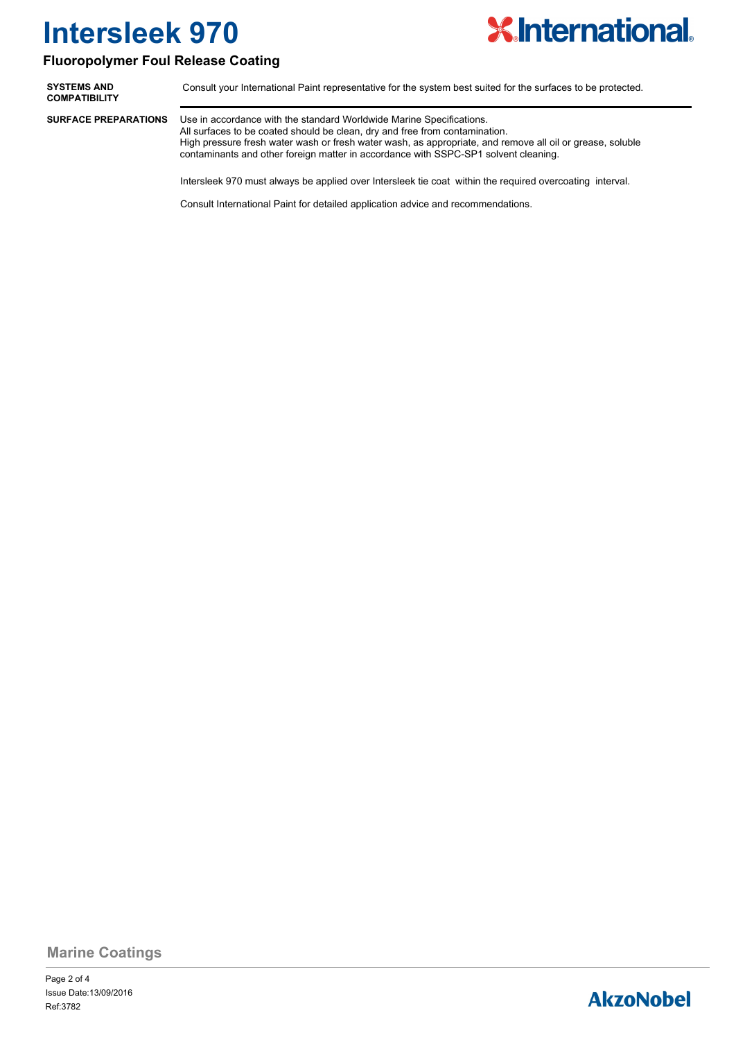| | |
|---|---|
| **SYSTEMS AND COMPATIBILITY** | Consult your International Paint representative for the system best suited for the surfaces to be protected. |
| **SURFACE PREPARATIONS** | Use in accordance with the standard Worldwide Marine Specifications. All surfaces to be coated should be clean, dry and free from contamination. High pressure fresh water wash or fresh water wash, as appropriate, and remove all oil or grease, soluble contaminants and other foreign matter in accordance with SSPC-SP1 solvent cleaning.<br><br>Intersleek 970 must always be applied over Intersleek tie coat within the required overcoating interval.<br><br>Consult International Paint for detailed application advice and recommendations. |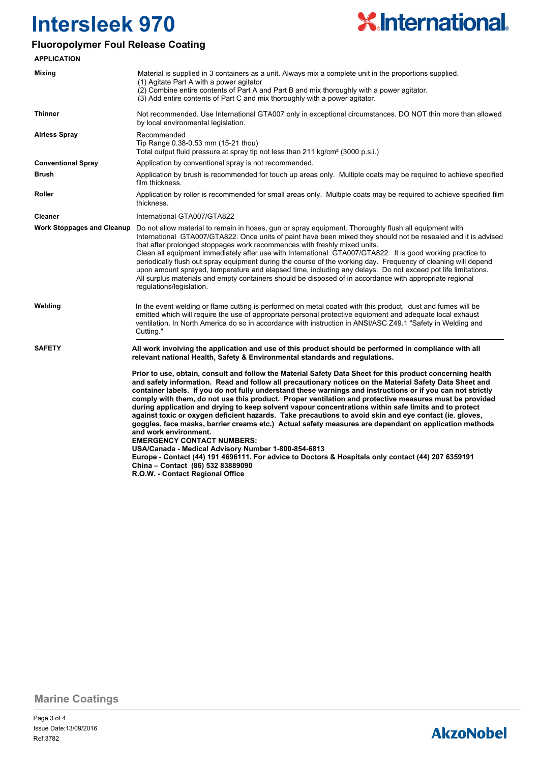# Intersleek 970

## Fluoropolymer Foul Release Coating

### APPLICATION

| | |
|---|---|
| **Mixing** | Material is supplied in 3 containers as a unit. Always mix a complete unit in the proportions supplied.<br>(1) Agitate Part A with a power agitator<br>(2) Combine entire contents of Part A and Part B and mix thoroughly with a power agitator.<br>(3) Add entire contents of Part C and mix thoroughly with a power agitator. |
| **Thinner** | Not recommended. Use International GTA007 only in exceptional circumstances. DO NOT thin more than allowed by local environmental legislation. |
| **Airless Spray** | Recommended<br>Tip Range 0.38-0.53 mm (15-21 thou)<br>Total output fluid pressure at spray tip not less than 211 kg/cm² (3000 p.s.i.) |
| **Conventional Spray** | Application by conventional spray is not recommended. |
| **Brush** | Application by brush is recommended for touch up areas only. Multiple coats may be required to achieve specified film thickness. |
| **Roller** | Application by roller is recommended for small areas only. Multiple coats may be required to achieve specified film thickness. |
| **Cleaner** | International GTA007/GTA822 |
| **Work Stoppages and Cleanup** | Do not allow material to remain in hoses, gun or spray equipment. Thoroughly flush all equipment with International GTA007/GTA822. Once units of paint have been mixed they should not be resealed and it is advised that after prolonged stoppages work recommences with freshly mixed units.<br>Clean all equipment immediately after use with International GTA007/GTA822. It is good working practice to periodically flush out spray equipment during the course of the working day. Frequency of cleaning will depend upon amount sprayed, temperature and elapsed time, including any delays. Do not exceed pot life limitations.<br>All surplus materials and empty containers should be disposed of in accordance with appropriate regional regulations/legislation. |
| **Welding** | In the event welding or flame cutting is performed on metal coated with this product, dust and fumes will be emitted which will require the use of appropriate personal protective equipment and adequate local exhaust ventilation. In North America do so in accordance with instruction in ANSI/ASC Z49.1 "Safety in Welding and Cutting." |

### SAFETY

**All work involving the application and use of this product should be performed in compliance with all relevant national Health, Safety & Environmental standards and regulations.**

**Prior to use, obtain, consult and follow the Material Safety Data Sheet for this product concerning health and safety information. Read and follow all precautionary notices on the Material Safety Data Sheet and container labels. If you do not fully understand these warnings and instructions or if you can not strictly comply with them, do not use this product. Proper ventilation and protective measures must be provided during application and drying to keep solvent vapour concentrations within safe limits and to protect against toxic or oxygen deficient hazards. Take precautions to avoid skin and eye contact (ie. gloves, goggles, face masks, barrier creams etc.) Actual safety measures are dependant on application methods and work environment.**

**EMERGENCY CONTACT NUMBERS:**
**USA/Canada - Medical Advisory Number 1-800-854-6813**
**Europe - Contact (44) 191 4696111. For advice to Doctors & Hospitals only contact (44) 207 6359191**
**China – Contact (86) 532 83889090**
**R.O.W. - Contact Regional Office**

Marine Coatings

Issue Date:13/09/2016
Ref:3782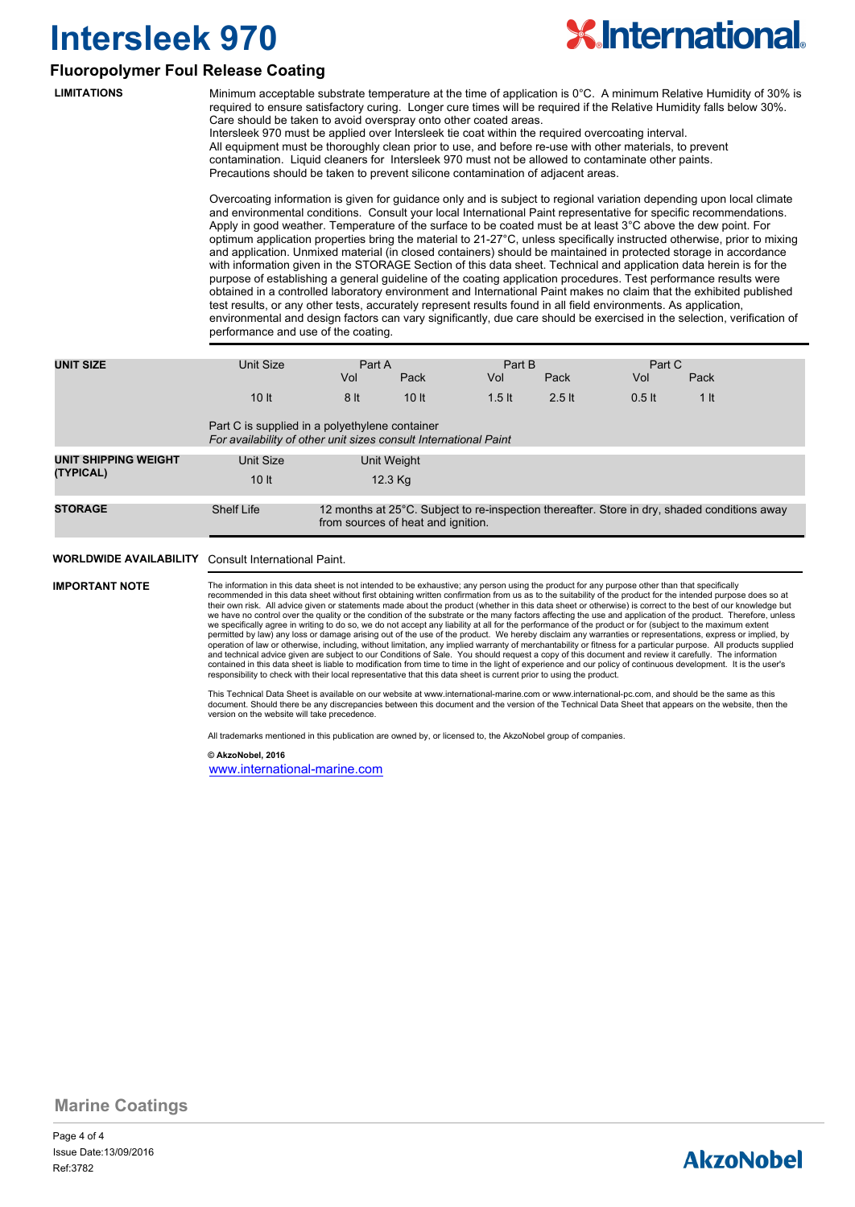# Intersleek 970

## Fluoropolymer Foul Release Coating

**LIMITATIONS**

Minimum acceptable substrate temperature at the time of application is 0°C. A minimum Relative Humidity of 30% is required to ensure satisfactory curing. Longer cure times will be required if the Relative Humidity falls below 30%. Care should be taken to avoid overspray onto other coated areas.
Intersleek 970 must be applied over Intersleek tie coat within the required overcoating interval.
All equipment must be thoroughly clean prior to use, and before re-use with other materials, to prevent contamination. Liquid cleaners for Intersleek 970 must not be allowed to contaminate other paints.
Precautions should be taken to prevent silicone contamination of adjacent areas.

Overcoating information is given for guidance only and is subject to regional variation depending upon local climate and environmental conditions. Consult your local International Paint representative for specific recommendations. Apply in good weather. Temperature of the surface to be coated must be at least 3°C above the dew point. For optimum application properties bring the material to 21-27°C, unless specifically instructed otherwise, prior to mixing and application. Unmixed material (in closed containers) should be maintained in protected storage in accordance with information given in the STORAGE Section of this data sheet. Technical and application data herein is for the purpose of establishing a general guideline of the coating application procedures. Test performance results were obtained in a controlled laboratory environment and International Paint makes no claim that the exhibited published test results, or any other tests, accurately represent results found in all field environments. As application, environmental and design factors can vary significantly, due care should be exercised in the selection, verification of performance and use of the coating.

**UNIT SIZE**

| Unit Size | Part A | | Part B | | Part C | |
|---|---|---|---|---|---|---|
| | Vol | Pack | Vol | Pack | Vol | Pack |
| 10 lt | 8 lt | 10 lt | 1.5 lt | 2.5 lt | 0.5 lt | 1 lt |

Part C is supplied in a polyethylene container
*For availability of other unit sizes consult International Paint*

**UNIT SHIPPING WEIGHT (TYPICAL)**

| Unit Size | Unit Weight |
|---|---|
| 10 lt | 12.3 Kg |

**STORAGE**

Shelf Life: 12 months at 25°C. Subject to re-inspection thereafter. Store in dry, shaded conditions away from sources of heat and ignition.

**WORLDWIDE AVAILABILITY**

Consult International Paint.

**IMPORTANT NOTE**

The information in this data sheet is not intended to be exhaustive; any person using the product for any purpose other than that specifically recommended in this data sheet without first obtaining written confirmation from us as to the suitability of the product for the intended purpose does so at their own risk. All advice given or statements made about the product (whether in this data sheet or otherwise) is correct to the best of our knowledge but we have no control over the quality or the condition of the substrate or the many factors affecting the use and application of the product. Therefore, unless we specifically agree in writing to do so, we do not accept any liability at all for the performance of the product or for (subject to the maximum extent permitted by law) any loss or damage arising out of the use of the product. We hereby disclaim any warranties or representations, express or implied, by operation of law or otherwise, including, without limitation, any implied warranty of merchantability or fitness for a particular purpose. All products supplied and technical advice given are subject to our Conditions of Sale. You should request a copy of this document and review it carefully. The information contained in this data sheet is liable to modification from time to time in the light of experience and our policy of continuous development. It is the user's responsibility to check with their local representative that this data sheet is current prior to using the product.

This Technical Data Sheet is available on our website at www.international-marine.com or www.international-pc.com, and should be the same as this document. Should there be any discrepancies between this document and the version of the Technical Data Sheet that appears on the website, then the version on the website will take precedence.

All trademarks mentioned in this publication are owned by, or licensed to, the AkzoNobel group of companies.

**© AkzoNobel, 2016**

www.international-marine.com

Marine Coatings

Issue Date:13/09/2016
Ref:3782